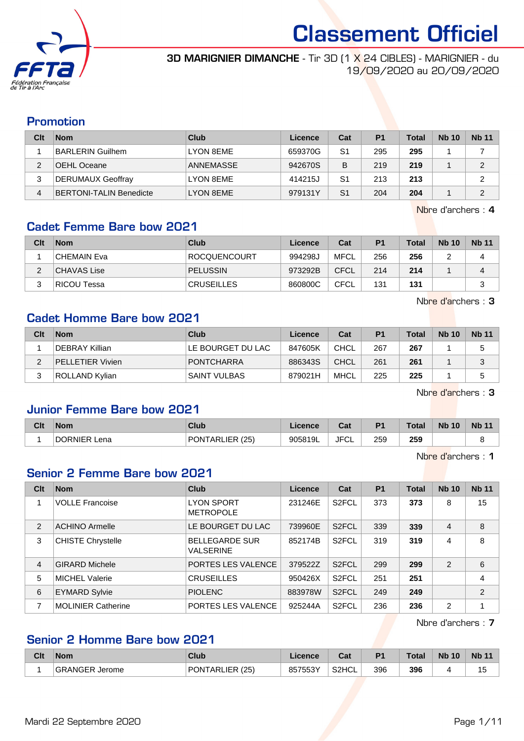# Classement Officiel

**3D MARIGNIER DIMANCHE** - Tir 3D (1 X 24 CIBLES) - MARIGNIER - du 19/09/2020 au 20/09/2020

## Promotion

| Clt | Nom | Club | Licence | Cat | P1 | Total | Nb 10 | Nb 11 |
|---|---|---|---|---|---|---|---|---|
| 1 | BARLERIN Guilhem | LYON 8EME | 659370G | S1 | 295 | **295** | 1 | 7 |
| 2 | OEHL Oceane | ANNEMASSE | 942670S | B | 219 | **219** | 1 | 2 |
| 3 | DERUMAUX Geoffray | LYON 8EME | 414215J | S1 | 213 | **213** | | 2 |
| 4 | BERTONI-TALIN Benedicte | LYON 8EME | 979131Y | S1 | 204 | **204** | 1 | 2 |

Nbre d'archers : **4**

## Cadet Femme Bare bow 2021

| Clt | Nom | Club | Licence | Cat | P1 | Total | Nb 10 | Nb 11 |
|---|---|---|---|---|---|---|---|---|
| 1 | CHEMAIN Eva | ROCQUENCOURT | 994298J | MFCL | 256 | **256** | 2 | 4 |
| 2 | CHAVAS Lise | PELUSSIN | 973292B | CFCL | 214 | **214** | 1 | 4 |
| 3 | RICOU Tessa | CRUSEILLES | 860800C | CFCL | 131 | **131** | | 3 |

Nbre d'archers : **3**

## Cadet Homme Bare bow 2021

| Clt | Nom | Club | Licence | Cat | P1 | Total | Nb 10 | Nb 11 |
|---|---|---|---|---|---|---|---|---|
| 1 | DEBRAY Killian | LE BOURGET DU LAC | 847605K | CHCL | 267 | **267** | 1 | 5 |
| 2 | PELLETIER Vivien | PONTCHARRA | 886343S | CHCL | 261 | **261** | 1 | 3 |
| 3 | ROLLAND Kylian | SAINT VULBAS | 879021H | MHCL | 225 | **225** | 1 | 5 |

Nbre d'archers : **3**

## Junior Femme Bare bow 2021

| Clt | Nom | Club | Licence | Cat | P1 | Total | Nb 10 | Nb 11 |
|---|---|---|---|---|---|---|---|---|
| 1 | DORNIER Lena | PONTARLIER (25) | 905819L | JFCL | 259 | **259** | | 8 |

Nbre d'archers : **1**

## Senior 2 Femme Bare bow 2021

| Clt | Nom | Club | Licence | Cat | P1 | Total | Nb 10 | Nb 11 |
|---|---|---|---|---|---|---|---|---|
| 1 | VOLLE Francoise | LYON SPORT METROPOLE | 231246E | S2FCL | 373 | **373** | 8 | 15 |
| 2 | ACHINO Armelle | LE BOURGET DU LAC | 739960E | S2FCL | 339 | **339** | 4 | 8 |
| 3 | CHISTE Chrystelle | BELLEGARDE SUR VALSERINE | 852174B | S2FCL | 319 | **319** | 4 | 8 |
| 4 | GIRARD Michele | PORTES LES VALENCE | 379522Z | S2FCL | 299 | **299** | 2 | 6 |
| 5 | MICHEL Valerie | CRUSEILLES | 950426X | S2FCL | 251 | **251** | | 4 |
| 6 | EYMARD Sylvie | PIOLENC | 883978W | S2FCL | 249 | **249** | | 2 |
| 7 | MOLINIER Catherine | PORTES LES VALENCE | 925244A | S2FCL | 236 | **236** | 2 | 1 |

Nbre d'archers : **7**

## Senior 2 Homme Bare bow 2021

| Clt | Nom | Club | Licence | Cat | P1 | Total | Nb 10 | Nb 11 |
|---|---|---|---|---|---|---|---|---|
| 1 | GRANGER Jerome | PONTARLIER (25) | 857553Y | S2HCL | 396 | **396** | 4 | 15 |

Mardi 22 Septembre 2020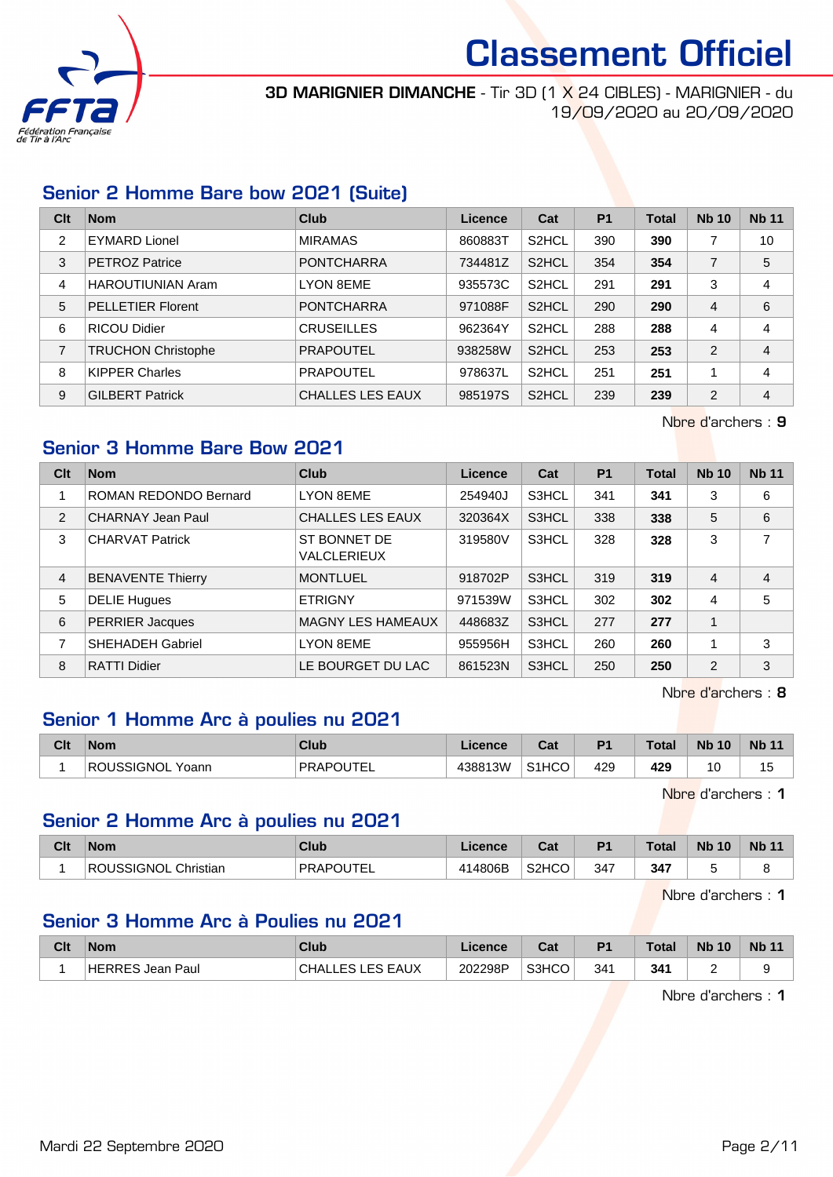# Classement Officiel

**3D MARIGNIER DIMANCHE** - Tir 3D (1 X 24 CIBLES) - MARIGNIER - du 19/09/2020 au 20/09/2020

## Senior 2 Homme Bare bow 2021 (Suite)

| Clt | Nom | Club | Licence | Cat | P1 | Total | Nb 10 | Nb 11 |
|---|---|---|---|---|---|---|---|---|
| 2 | EYMARD Lionel | MIRAMAS | 860883T | S2HCL | 390 | **390** | 7 | 10 |
| 3 | PETROZ Patrice | PONTCHARRA | 734481Z | S2HCL | 354 | **354** | 7 | 5 |
| 4 | HAROUTIUNIAN Aram | LYON 8EME | 935573C | S2HCL | 291 | **291** | 3 | 4 |
| 5 | PELLETIER Florent | PONTCHARRA | 971088F | S2HCL | 290 | **290** | 4 | 6 |
| 6 | RICOU Didier | CRUSEILLES | 962364Y | S2HCL | 288 | **288** | 4 | 4 |
| 7 | TRUCHON Christophe | PRAPOUTEL | 938258W | S2HCL | 253 | **253** | 2 | 4 |
| 8 | KIPPER Charles | PRAPOUTEL | 978637L | S2HCL | 251 | **251** | 1 | 4 |
| 9 | GILBERT Patrick | CHALLES LES EAUX | 985197S | S2HCL | 239 | **239** | 2 | 4 |

Nbre d'archers : **9**

## Senior 3 Homme Bare Bow 2021

| Clt | Nom | Club | Licence | Cat | P1 | Total | Nb 10 | Nb 11 |
|---|---|---|---|---|---|---|---|---|
| 1 | ROMAN REDONDO Bernard | LYON 8EME | 254940J | S3HCL | 341 | **341** | 3 | 6 |
| 2 | CHARNAY Jean Paul | CHALLES LES EAUX | 320364X | S3HCL | 338 | **338** | 5 | 6 |
| 3 | CHARVAT Patrick | ST BONNET DE VALCLERIEUX | 319580V | S3HCL | 328 | **328** | 3 | 7 |
| 4 | BENAVENTE Thierry | MONTLUEL | 918702P | S3HCL | 319 | **319** | 4 | 4 |
| 5 | DELIE Hugues | ETRIGNY | 971539W | S3HCL | 302 | **302** | 4 | 5 |
| 6 | PERRIER Jacques | MAGNY LES HAMEAUX | 448683Z | S3HCL | 277 | **277** | 1 | |
| 7 | SHEHADEH Gabriel | LYON 8EME | 955956H | S3HCL | 260 | **260** | 1 | 3 |
| 8 | RATTI Didier | LE BOURGET DU LAC | 861523N | S3HCL | 250 | **250** | 2 | 3 |

Nbre d'archers : **8**

## Senior 1 Homme Arc à poulies nu 2021

| Clt | Nom | Club | Licence | Cat | P1 | Total | Nb 10 | Nb 11 |
|---|---|---|---|---|---|---|---|---|
| 1 | ROUSSIGNOL Yoann | PRAPOUTEL | 438813W | S1HCO | 429 | **429** | 10 | 15 |

Nbre d'archers : **1**

## Senior 2 Homme Arc à poulies nu 2021

| Clt | Nom | Club | Licence | Cat | P1 | Total | Nb 10 | Nb 11 |
|---|---|---|---|---|---|---|---|---|
| 1 | ROUSSIGNOL Christian | PRAPOUTEL | 414806B | S2HCO | 347 | **347** | 5 | 8 |

Nbre d'archers : **1**

## Senior 3 Homme Arc à Poulies nu 2021

| Clt | Nom | Club | Licence | Cat | P1 | Total | Nb 10 | Nb 11 |
|---|---|---|---|---|---|---|---|---|
| 1 | HERRES Jean Paul | CHALLES LES EAUX | 202298P | S3HCO | 341 | **341** | 2 | 9 |

Nbre d'archers : **1**

Mardi 22 Septembre 2020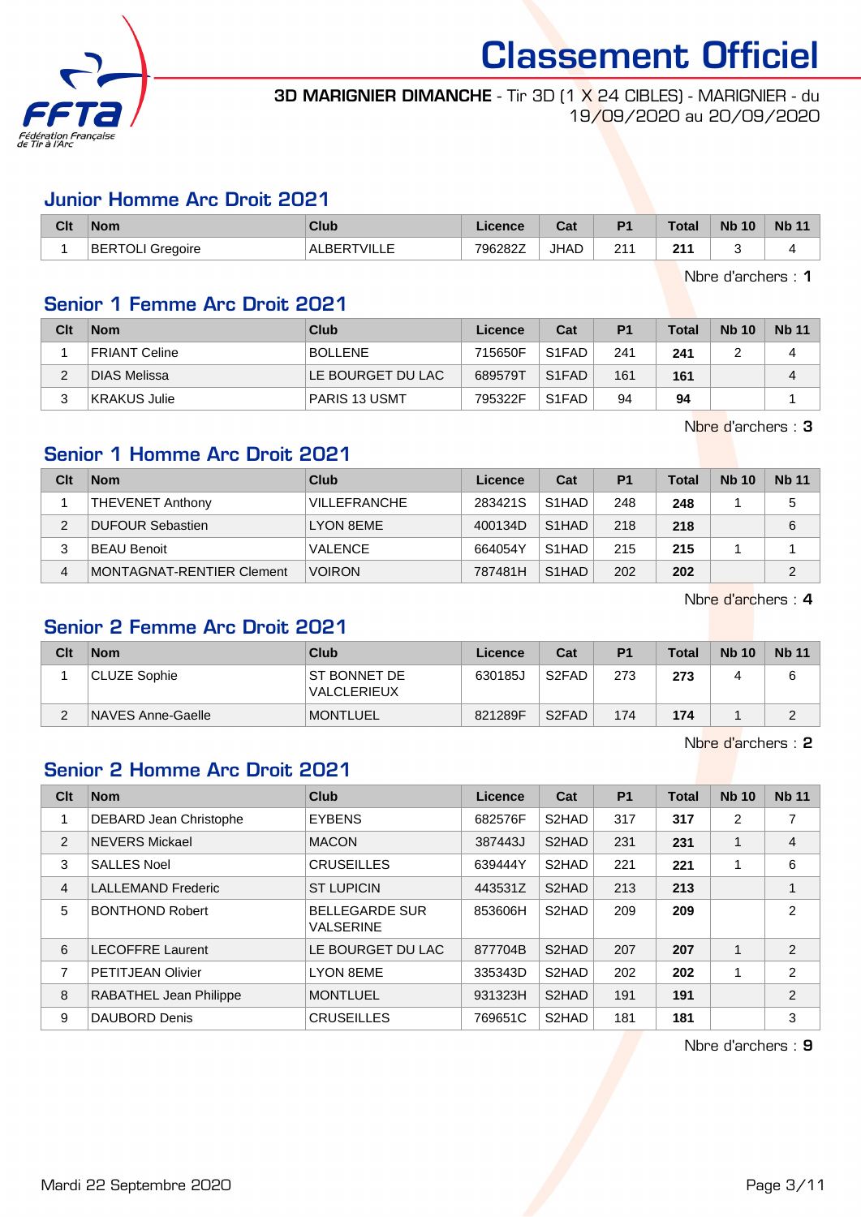# Classement Officiel

**3D MARIGNIER DIMANCHE** - Tir 3D (1 X 24 CIBLES) - MARIGNIER - du 19/09/2020 au 20/09/2020

## Junior Homme Arc Droit 2021

| Clt | Nom | Club | Licence | Cat | P1 | Total | Nb 10 | Nb 11 |
|---|---|---|---|---|---|---|---|---|
| 1 | BERTOLI Gregoire | ALBERTVILLE | 796282Z | JHAD | 211 | **211** | 3 | 4 |

Nbre d'archers : **1**

## Senior 1 Femme Arc Droit 2021

| Clt | Nom | Club | Licence | Cat | P1 | Total | Nb 10 | Nb 11 |
|---|---|---|---|---|---|---|---|---|
| 1 | FRIANT Celine | BOLLENE | 715650F | S1FAD | 241 | **241** | 2 | 4 |
| 2 | DIAS Melissa | LE BOURGET DU LAC | 689579T | S1FAD | 161 | **161** | | 4 |
| 3 | KRAKUS Julie | PARIS 13 USMT | 795322F | S1FAD | 94 | **94** | | 1 |

Nbre d'archers : **3**

## Senior 1 Homme Arc Droit 2021

| Clt | Nom | Club | Licence | Cat | P1 | Total | Nb 10 | Nb 11 |
|---|---|---|---|---|---|---|---|---|
| 1 | THEVENET Anthony | VILLEFRANCHE | 283421S | S1HAD | 248 | **248** | 1 | 5 |
| 2 | DUFOUR Sebastien | LYON 8EME | 400134D | S1HAD | 218 | **218** | | 6 |
| 3 | BEAU Benoit | VALENCE | 664054Y | S1HAD | 215 | **215** | 1 | 1 |
| 4 | MONTAGNAT-RENTIER Clement | VOIRON | 787481H | S1HAD | 202 | **202** | | 2 |

Nbre d'archers : **4**

## Senior 2 Femme Arc Droit 2021

| Clt | Nom | Club | Licence | Cat | P1 | Total | Nb 10 | Nb 11 |
|---|---|---|---|---|---|---|---|---|
| 1 | CLUZE Sophie | ST BONNET DE VALCLERIEUX | 630185J | S2FAD | 273 | **273** | 4 | 6 |
| 2 | NAVES Anne-Gaelle | MONTLUEL | 821289F | S2FAD | 174 | **174** | 1 | 2 |

Nbre d'archers : **2**

## Senior 2 Homme Arc Droit 2021

| Clt | Nom | Club | Licence | Cat | P1 | Total | Nb 10 | Nb 11 |
|---|---|---|---|---|---|---|---|---|
| 1 | DEBARD Jean Christophe | EYBENS | 682576F | S2HAD | 317 | **317** | 2 | 7 |
| 2 | NEVERS Mickael | MACON | 387443J | S2HAD | 231 | **231** | 1 | 4 |
| 3 | SALLES Noel | CRUSEILLES | 639444Y | S2HAD | 221 | **221** | 1 | 6 |
| 4 | LALLEMAND Frederic | ST LUPICIN | 443531Z | S2HAD | 213 | **213** | | 1 |
| 5 | BONTHOND Robert | BELLEGARDE SUR VALSERINE | 853606H | S2HAD | 209 | **209** | | 2 |
| 6 | LECOFFRE Laurent | LE BOURGET DU LAC | 877704B | S2HAD | 207 | **207** | 1 | 2 |
| 7 | PETITJEAN Olivier | LYON 8EME | 335343D | S2HAD | 202 | **202** | 1 | 2 |
| 8 | RABATHEL Jean Philippe | MONTLUEL | 931323H | S2HAD | 191 | **191** | | 2 |
| 9 | DAUBORD Denis | CRUSEILLES | 769651C | S2HAD | 181 | **181** | | 3 |

Nbre d'archers : **9**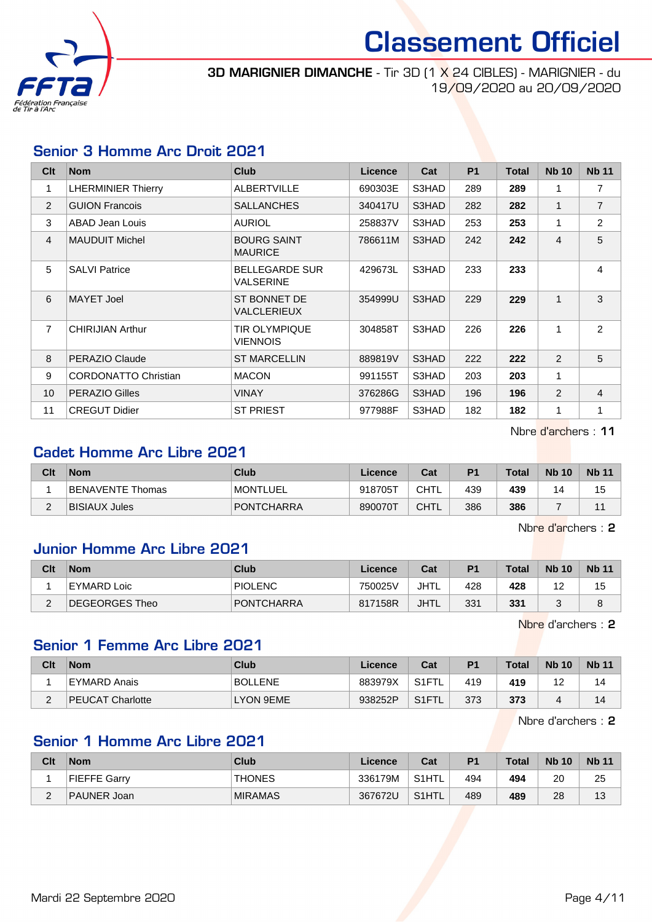# Classement Officiel

**3D MARIGNIER DIMANCHE** - Tir 3D (1 X 24 CIBLES) - MARIGNIER - du 19/09/2020 au 20/09/2020

## Senior 3 Homme Arc Droit 2021

| Clt | Nom | Club | Licence | Cat | P1 | Total | Nb 10 | Nb 11 |
|---|---|---|---|---|---|---|---|---|
| 1 | LHERMINIER Thierry | ALBERTVILLE | 690303E | S3HAD | 289 | **289** | 1 | 7 |
| 2 | GUION Francois | SALLANCHES | 340417U | S3HAD | 282 | **282** | 1 | 7 |
| 3 | ABAD Jean Louis | AURIOL | 258837V | S3HAD | 253 | **253** | 1 | 2 |
| 4 | MAUDUIT Michel | BOURG SAINT MAURICE | 786611M | S3HAD | 242 | **242** | 4 | 5 |
| 5 | SALVI Patrice | BELLEGARDE SUR VALSERINE | 429673L | S3HAD | 233 | **233** | | 4 |
| 6 | MAYET Joel | ST BONNET DE VALCLERIEUX | 354999U | S3HAD | 229 | **229** | 1 | 3 |
| 7 | CHIRIJIAN Arthur | TIR OLYMPIQUE VIENNOIS | 304858T | S3HAD | 226 | **226** | 1 | 2 |
| 8 | PERAZIO Claude | ST MARCELLIN | 889819V | S3HAD | 222 | **222** | 2 | 5 |
| 9 | CORDONATTO Christian | MACON | 991155T | S3HAD | 203 | **203** | 1 | |
| 10 | PERAZIO Gilles | VINAY | 376286G | S3HAD | 196 | **196** | 2 | 4 |
| 11 | CREGUT Didier | ST PRIEST | 977988F | S3HAD | 182 | **182** | 1 | 1 |

Nbre d'archers : **11**

## Cadet Homme Arc Libre 2021

| Clt | Nom | Club | Licence | Cat | P1 | Total | Nb 10 | Nb 11 |
|---|---|---|---|---|---|---|---|---|
| 1 | BENAVENTE Thomas | MONTLUEL | 918705T | CHTL | 439 | **439** | 14 | 15 |
| 2 | BISIAUX Jules | PONTCHARRA | 890070T | CHTL | 386 | **386** | 7 | 11 |

Nbre d'archers : **2**

## Junior Homme Arc Libre 2021

| Clt | Nom | Club | Licence | Cat | P1 | Total | Nb 10 | Nb 11 |
|---|---|---|---|---|---|---|---|---|
| 1 | EYMARD Loic | PIOLENC | 750025V | JHTL | 428 | **428** | 12 | 15 |
| 2 | DEGEORGES Theo | PONTCHARRA | 817158R | JHTL | 331 | **331** | 3 | 8 |

Nbre d'archers : **2**

## Senior 1 Femme Arc Libre 2021

| Clt | Nom | Club | Licence | Cat | P1 | Total | Nb 10 | Nb 11 |
|---|---|---|---|---|---|---|---|---|
| 1 | EYMARD Anais | BOLLENE | 883979X | S1FTL | 419 | **419** | 12 | 14 |
| 2 | PEUCAT Charlotte | LYON 9EME | 938252P | S1FTL | 373 | **373** | 4 | 14 |

Nbre d'archers : **2**

## Senior 1 Homme Arc Libre 2021

| Clt | Nom | Club | Licence | Cat | P1 | Total | Nb 10 | Nb 11 |
|---|---|---|---|---|---|---|---|---|
| 1 | FIEFFE Garry | THONES | 336179M | S1HTL | 494 | **494** | 20 | 25 |
| 2 | PAUNER Joan | MIRAMAS | 367672U | S1HTL | 489 | **489** | 28 | 13 |

Mardi 22 Septembre 2020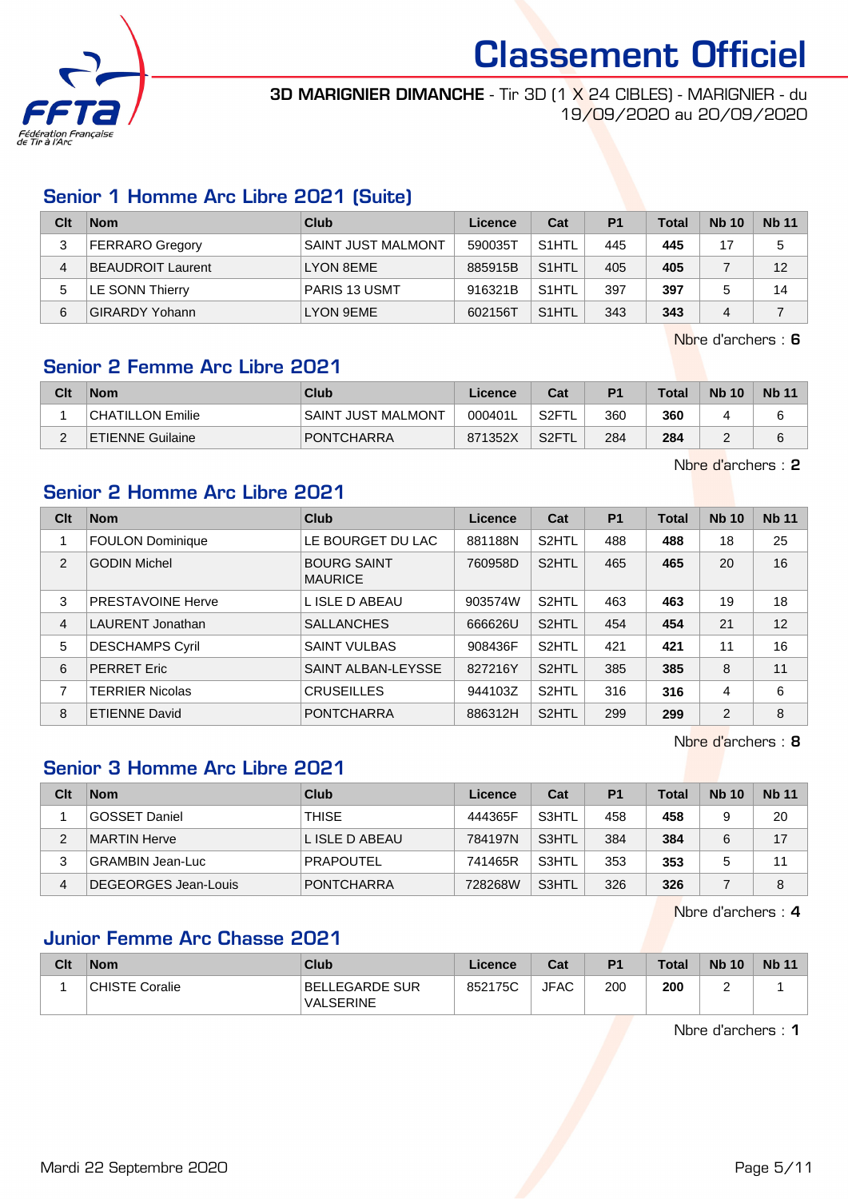# Classement Officiel

**3D MARIGNIER DIMANCHE** - Tir 3D (1 X 24 CIBLES) - MARIGNIER - du 19/09/2020 au 20/09/2020

## Senior 1 Homme Arc Libre 2021 (Suite)

| Clt | Nom | Club | Licence | Cat | P1 | Total | Nb 10 | Nb 11 |
|---|---|---|---|---|---|---|---|---|
| 3 | FERRARO Gregory | SAINT JUST MALMONT | 590035T | S1HTL | 445 | **445** | 17 | 5 |
| 4 | BEAUDROIT Laurent | LYON 8EME | 885915B | S1HTL | 405 | **405** | 7 | 12 |
| 5 | LE SONN Thierry | PARIS 13 USMT | 916321B | S1HTL | 397 | **397** | 5 | 14 |
| 6 | GIRARDY Yohann | LYON 9EME | 602156T | S1HTL | 343 | **343** | 4 | 7 |

Nbre d'archers : **6**

## Senior 2 Femme Arc Libre 2021

| Clt | Nom | Club | Licence | Cat | P1 | Total | Nb 10 | Nb 11 |
|---|---|---|---|---|---|---|---|---|
| 1 | CHATILLON Emilie | SAINT JUST MALMONT | 000401L | S2FTL | 360 | **360** | 4 | 6 |
| 2 | ETIENNE Guilaine | PONTCHARRA | 871352X | S2FTL | 284 | **284** | 2 | 6 |

Nbre d'archers : **2**

## Senior 2 Homme Arc Libre 2021

| Clt | Nom | Club | Licence | Cat | P1 | Total | Nb 10 | Nb 11 |
|---|---|---|---|---|---|---|---|---|
| 1 | FOULON Dominique | LE BOURGET DU LAC | 881188N | S2HTL | 488 | **488** | 18 | 25 |
| 2 | GODIN Michel | BOURG SAINT MAURICE | 760958D | S2HTL | 465 | **465** | 20 | 16 |
| 3 | PRESTAVOINE Herve | L ISLE D ABEAU | 903574W | S2HTL | 463 | **463** | 19 | 18 |
| 4 | LAURENT Jonathan | SALLANCHES | 666626U | S2HTL | 454 | **454** | 21 | 12 |
| 5 | DESCHAMPS Cyril | SAINT VULBAS | 908436F | S2HTL | 421 | **421** | 11 | 16 |
| 6 | PERRET Eric | SAINT ALBAN-LEYSSE | 827216Y | S2HTL | 385 | **385** | 8 | 11 |
| 7 | TERRIER Nicolas | CRUSEILLES | 944103Z | S2HTL | 316 | **316** | 4 | 6 |
| 8 | ETIENNE David | PONTCHARRA | 886312H | S2HTL | 299 | **299** | 2 | 8 |

Nbre d'archers : **8**

## Senior 3 Homme Arc Libre 2021

| Clt | Nom | Club | Licence | Cat | P1 | Total | Nb 10 | Nb 11 |
|---|---|---|---|---|---|---|---|---|
| 1 | GOSSET Daniel | THISE | 444365F | S3HTL | 458 | **458** | 9 | 20 |
| 2 | MARTIN Herve | L ISLE D ABEAU | 784197N | S3HTL | 384 | **384** | 6 | 17 |
| 3 | GRAMBIN Jean-Luc | PRAPOUTEL | 741465R | S3HTL | 353 | **353** | 5 | 11 |
| 4 | DEGEORGES Jean-Louis | PONTCHARRA | 728268W | S3HTL | 326 | **326** | 7 | 8 |

Nbre d'archers : **4**

## Junior Femme Arc Chasse 2021

| Clt | Nom | Club | Licence | Cat | P1 | Total | Nb 10 | Nb 11 |
|---|---|---|---|---|---|---|---|---|
| 1 | CHISTE Coralie | BELLEGARDE SUR VALSERINE | 852175C | JFAC | 200 | **200** | 2 | 1 |

Nbre d'archers : **1**

Mardi 22 Septembre 2020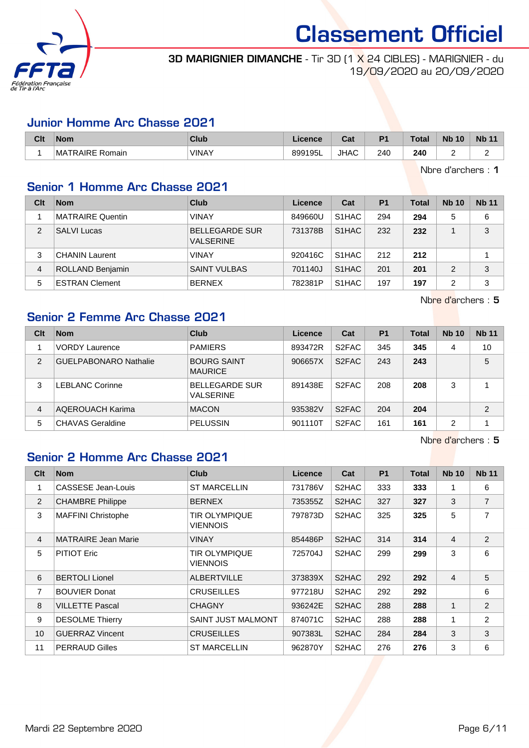# Classement Officiel

**3D MARIGNIER DIMANCHE** - Tir 3D (1 X 24 CIBLES) - MARIGNIER - du 19/09/2020 au 20/09/2020

## Junior Homme Arc Chasse 2021

| Clt | Nom | Club | Licence | Cat | P1 | Total | Nb 10 | Nb 11 |
|---|---|---|---|---|---|---|---|---|
| 1 | MATRAIRE Romain | VINAY | 899195L | JHAC | 240 | **240** | 2 | 2 |

Nbre d'archers : **1**

## Senior 1 Homme Arc Chasse 2021

| Clt | Nom | Club | Licence | Cat | P1 | Total | Nb 10 | Nb 11 |
|---|---|---|---|---|---|---|---|---|
| 1 | MATRAIRE Quentin | VINAY | 849660U | S1HAC | 294 | **294** | 5 | 6 |
| 2 | SALVI Lucas | BELLEGARDE SUR VALSERINE | 731378B | S1HAC | 232 | **232** | 1 | 3 |
| 3 | CHANIN Laurent | VINAY | 920416C | S1HAC | 212 | **212** | | 1 |
| 4 | ROLLAND Benjamin | SAINT VULBAS | 701140J | S1HAC | 201 | **201** | 2 | 3 |
| 5 | ESTRAN Clement | BERNEX | 782381P | S1HAC | 197 | **197** | 2 | 3 |

Nbre d'archers : **5**

## Senior 2 Femme Arc Chasse 2021

| Clt | Nom | Club | Licence | Cat | P1 | Total | Nb 10 | Nb 11 |
|---|---|---|---|---|---|---|---|---|
| 1 | VORDY Laurence | PAMIERS | 893472R | S2FAC | 345 | **345** | 4 | 10 |
| 2 | GUELPABONARO Nathalie | BOURG SAINT MAURICE | 906657X | S2FAC | 243 | **243** | | 5 |
| 3 | LEBLANC Corinne | BELLEGARDE SUR VALSERINE | 891438E | S2FAC | 208 | **208** | 3 | 1 |
| 4 | AQEROUACH Karima | MACON | 935382V | S2FAC | 204 | **204** | | 2 |
| 5 | CHAVAS Geraldine | PELUSSIN | 901110T | S2FAC | 161 | **161** | 2 | 1 |

Nbre d'archers : **5**

## Senior 2 Homme Arc Chasse 2021

| Clt | Nom | Club | Licence | Cat | P1 | Total | Nb 10 | Nb 11 |
|---|---|---|---|---|---|---|---|---|
| 1 | CASSESE Jean-Louis | ST MARCELLIN | 731786V | S2HAC | 333 | **333** | 1 | 6 |
| 2 | CHAMBRE Philippe | BERNEX | 735355Z | S2HAC | 327 | **327** | 3 | 7 |
| 3 | MAFFINI Christophe | TIR OLYMPIQUE VIENNOIS | 797873D | S2HAC | 325 | **325** | 5 | 7 |
| 4 | MATRAIRE Jean Marie | VINAY | 854486P | S2HAC | 314 | **314** | 4 | 2 |
| 5 | PITIOT Eric | TIR OLYMPIQUE VIENNOIS | 725704J | S2HAC | 299 | **299** | 3 | 6 |
| 6 | BERTOLI Lionel | ALBERTVILLE | 373839X | S2HAC | 292 | **292** | 4 | 5 |
| 7 | BOUVIER Donat | CRUSEILLES | 977218U | S2HAC | 292 | **292** | | 6 |
| 8 | VILLETTE Pascal | CHAGNY | 936242E | S2HAC | 288 | **288** | 1 | 2 |
| 9 | DESOLME Thierry | SAINT JUST MALMONT | 874071C | S2HAC | 288 | **288** | 1 | 2 |
| 10 | GUERRAZ Vincent | CRUSEILLES | 907383L | S2HAC | 284 | **284** | 3 | 3 |
| 11 | PERRAUD Gilles | ST MARCELLIN | 962870Y | S2HAC | 276 | **276** | 3 | 6 |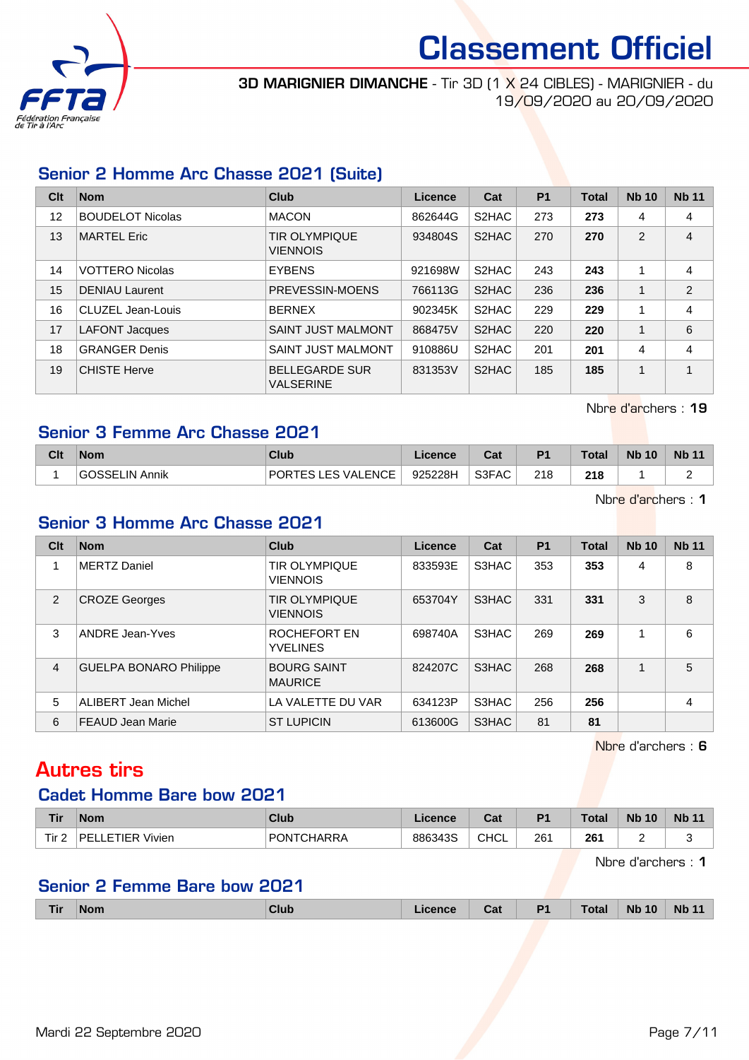# Classement Officiel

**3D MARIGNIER DIMANCHE** - Tir 3D (1 X 24 CIBLES) - MARIGNIER - du 19/09/2020 au 20/09/2020

## Senior 2 Homme Arc Chasse 2021 (Suite)

| Clt | Nom | Club | Licence | Cat | P1 | Total | Nb 10 | Nb 11 |
|---|---|---|---|---|---|---|---|---|
| 12 | BOUDELOT Nicolas | MACON | 862644G | S2HAC | 273 | **273** | 4 | 4 |
| 13 | MARTEL Eric | TIR OLYMPIQUE VIENNOIS | 934804S | S2HAC | 270 | **270** | 2 | 4 |
| 14 | VOTTERO Nicolas | EYBENS | 921698W | S2HAC | 243 | **243** | 1 | 4 |
| 15 | DENIAU Laurent | PREVESSIN-MOENS | 766113G | S2HAC | 236 | **236** | 1 | 2 |
| 16 | CLUZEL Jean-Louis | BERNEX | 902345K | S2HAC | 229 | **229** | 1 | 4 |
| 17 | LAFONT Jacques | SAINT JUST MALMONT | 868475V | S2HAC | 220 | **220** | 1 | 6 |
| 18 | GRANGER Denis | SAINT JUST MALMONT | 910886U | S2HAC | 201 | **201** | 4 | 4 |
| 19 | CHISTE Herve | BELLEGARDE SUR VALSERINE | 831353V | S2HAC | 185 | **185** | 1 | 1 |

Nbre d'archers : **19**

## Senior 3 Femme Arc Chasse 2021

| Clt | Nom | Club | Licence | Cat | P1 | Total | Nb 10 | Nb 11 |
|---|---|---|---|---|---|---|---|---|
| 1 | GOSSELIN Annik | PORTES LES VALENCE | 925228H | S3FAC | 218 | **218** | 1 | 2 |

Nbre d'archers : **1**

## Senior 3 Homme Arc Chasse 2021

| Clt | Nom | Club | Licence | Cat | P1 | Total | Nb 10 | Nb 11 |
|---|---|---|---|---|---|---|---|---|
| 1 | MERTZ Daniel | TIR OLYMPIQUE VIENNOIS | 833593E | S3HAC | 353 | **353** | 4 | 8 |
| 2 | CROZE Georges | TIR OLYMPIQUE VIENNOIS | 653704Y | S3HAC | 331 | **331** | 3 | 8 |
| 3 | ANDRE Jean-Yves | ROCHEFORT EN YVELINES | 698740A | S3HAC | 269 | **269** | 1 | 6 |
| 4 | GUELPA BONARO Philippe | BOURG SAINT MAURICE | 824207C | S3HAC | 268 | **268** | 1 | 5 |
| 5 | ALIBERT Jean Michel | LA VALETTE DU VAR | 634123P | S3HAC | 256 | **256** | | 4 |
| 6 | FEAUD Jean Marie | ST LUPICIN | 613600G | S3HAC | 81 | **81** | | |

Nbre d'archers : **6**

# Autres tirs

## Cadet Homme Bare bow 2021

| Tir | Nom | Club | Licence | Cat | P1 | Total | Nb 10 | Nb 11 |
|---|---|---|---|---|---|---|---|---|
| Tir 2 | PELLETIER Vivien | PONTCHARRA | 886343S | CHCL | 261 | **261** | 2 | 3 |

Nbre d'archers : **1**

## Senior 2 Femme Bare bow 2021

| Tir | Nom | Club | Licence | Cat | P1 | Total | Nb 10 | Nb 11 |
|---|---|---|---|---|---|---|---|---|

Mardi 22 Septembre 2020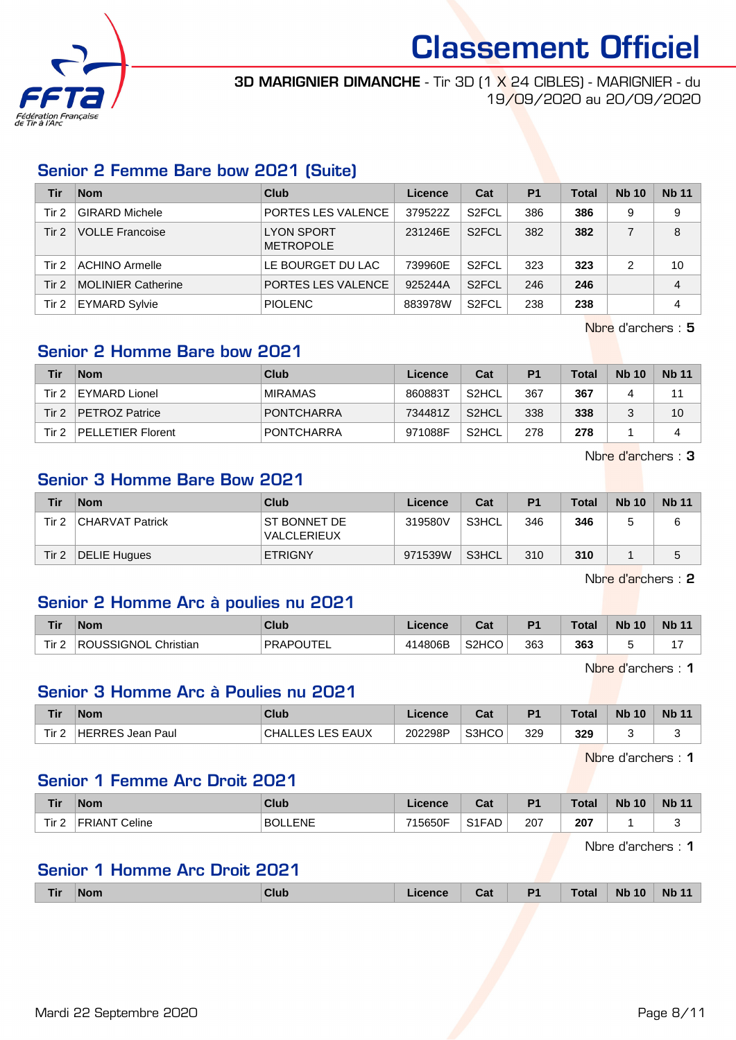# Classement Officiel

**3D MARIGNIER DIMANCHE** - Tir 3D (1 X 24 CIBLES) - MARIGNIER - du 19/09/2020 au 20/09/2020

## Senior 2 Femme Bare bow 2021 (Suite)

| Tir | Nom | Club | Licence | Cat | P1 | Total | Nb 10 | Nb 11 |
|---|---|---|---|---|---|---|---|---|
| Tir 2 | GIRARD Michele | PORTES LES VALENCE | 379522Z | S2FCL | 386 | **386** | 9 | 9 |
| Tir 2 | VOLLE Francoise | LYON SPORT METROPOLE | 231246E | S2FCL | 382 | **382** | 7 | 8 |
| Tir 2 | ACHINO Armelle | LE BOURGET DU LAC | 739960E | S2FCL | 323 | **323** | 2 | 10 |
| Tir 2 | MOLINIER Catherine | PORTES LES VALENCE | 925244A | S2FCL | 246 | **246** | | 4 |
| Tir 2 | EYMARD Sylvie | PIOLENC | 883978W | S2FCL | 238 | **238** | | 4 |

Nbre d'archers : **5**

## Senior 2 Homme Bare bow 2021

| Tir | Nom | Club | Licence | Cat | P1 | Total | Nb 10 | Nb 11 |
|---|---|---|---|---|---|---|---|---|
| Tir 2 | EYMARD Lionel | MIRAMAS | 860883T | S2HCL | 367 | **367** | 4 | 11 |
| Tir 2 | PETROZ Patrice | PONTCHARRA | 734481Z | S2HCL | 338 | **338** | 3 | 10 |
| Tir 2 | PELLETIER Florent | PONTCHARRA | 971088F | S2HCL | 278 | **278** | 1 | 4 |

Nbre d'archers : **3**

## Senior 3 Homme Bare Bow 2021

| Tir | Nom | Club | Licence | Cat | P1 | Total | Nb 10 | Nb 11 |
|---|---|---|---|---|---|---|---|---|
| Tir 2 | CHARVAT Patrick | ST BONNET DE VALCLERIEUX | 319580V | S3HCL | 346 | **346** | 5 | 6 |
| Tir 2 | DELIE Hugues | ETRIGNY | 971539W | S3HCL | 310 | **310** | 1 | 5 |

Nbre d'archers : **2**

## Senior 2 Homme Arc à poulies nu 2021

| Tir | Nom | Club | Licence | Cat | P1 | Total | Nb 10 | Nb 11 |
|---|---|---|---|---|---|---|---|---|
| Tir 2 | ROUSSIGNOL Christian | PRAPOUTEL | 414806B | S2HCO | 363 | **363** | 5 | 17 |

Nbre d'archers : **1**

## Senior 3 Homme Arc à Poulies nu 2021

| Tir | Nom | Club | Licence | Cat | P1 | Total | Nb 10 | Nb 11 |
|---|---|---|---|---|---|---|---|---|
| Tir 2 | HERRES Jean Paul | CHALLES LES EAUX | 202298P | S3HCO | 329 | **329** | 3 | 3 |

Nbre d'archers : **1**

## Senior 1 Femme Arc Droit 2021

| Tir | Nom | Club | Licence | Cat | P1 | Total | Nb 10 | Nb 11 |
|---|---|---|---|---|---|---|---|---|
| Tir 2 | FRIANT Celine | BOLLENE | 715650F | S1FAD | 207 | **207** | 1 | 3 |

Nbre d'archers : **1**

## Senior 1 Homme Arc Droit 2021

| Tir | Nom | Club | Licence | Cat | P1 | Total | Nb 10 | Nb 11 |
|---|---|---|---|---|---|---|---|---|

Mardi 22 Septembre 2020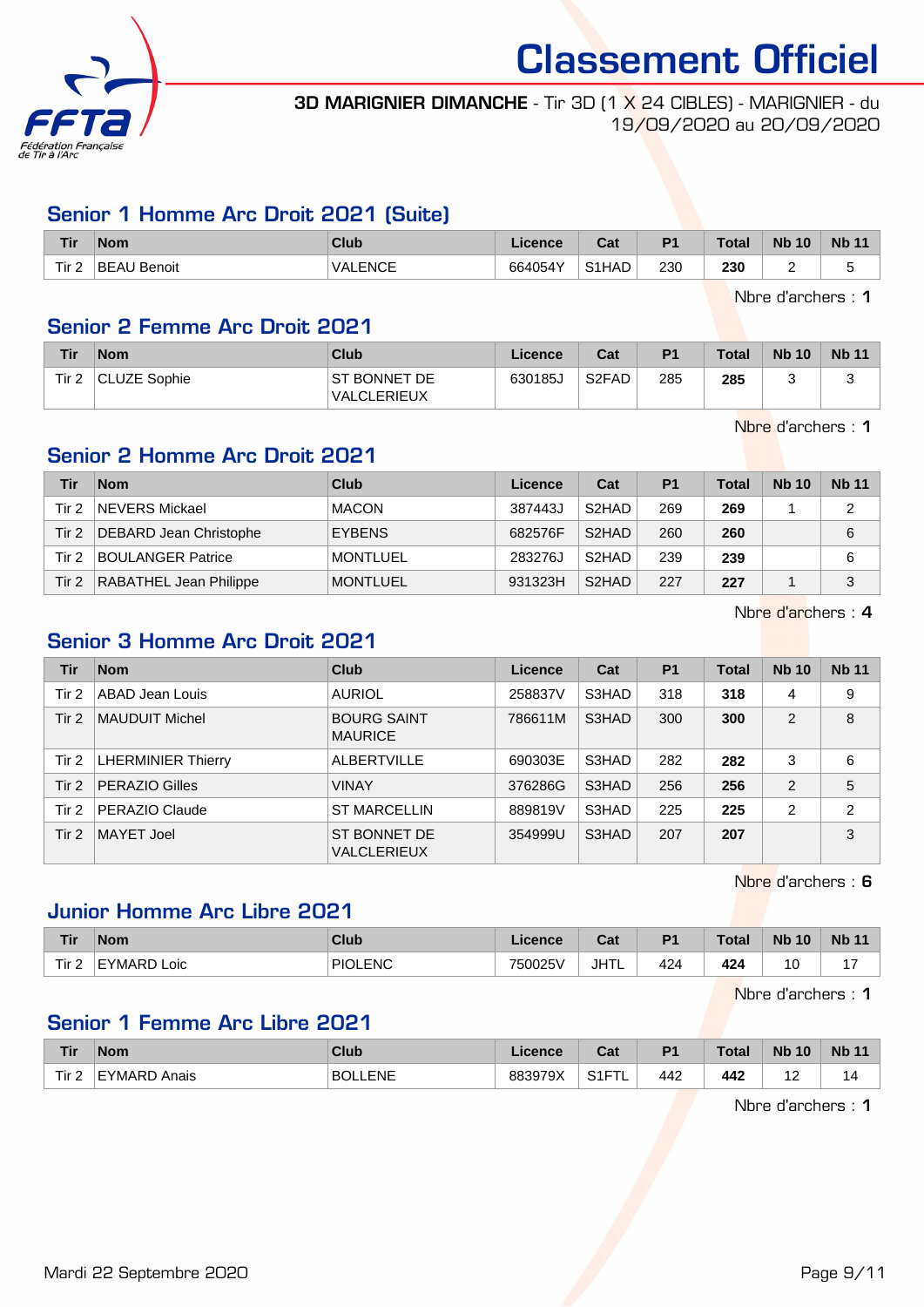# Classement Officiel

**3D MARIGNIER DIMANCHE** - Tir 3D (1 X 24 CIBLES) - MARIGNIER - du 19/09/2020 au 20/09/2020

## Senior 1 Homme Arc Droit 2021 (Suite)

| Tir | Nom | Club | Licence | Cat | P1 | Total | Nb 10 | Nb 11 |
|---|---|---|---|---|---|---|---|---|
| Tir 2 | BEAU Benoit | VALENCE | 664054Y | S1HAD | 230 | **230** | 2 | 5 |

Nbre d'archers : **1**

## Senior 2 Femme Arc Droit 2021

| Tir | Nom | Club | Licence | Cat | P1 | Total | Nb 10 | Nb 11 |
|---|---|---|---|---|---|---|---|---|
| Tir 2 | CLUZE Sophie | ST BONNET DE VALCLERIEUX | 630185J | S2FAD | 285 | **285** | 3 | 3 |

Nbre d'archers : **1**

## Senior 2 Homme Arc Droit 2021

| Tir | Nom | Club | Licence | Cat | P1 | Total | Nb 10 | Nb 11 |
|---|---|---|---|---|---|---|---|---|
| Tir 2 | NEVERS Mickael | MACON | 387443J | S2HAD | 269 | **269** | 1 | 2 |
| Tir 2 | DEBARD Jean Christophe | EYBENS | 682576F | S2HAD | 260 | **260** | | 6 |
| Tir 2 | BOULANGER Patrice | MONTLUEL | 283276J | S2HAD | 239 | **239** | | 6 |
| Tir 2 | RABATHEL Jean Philippe | MONTLUEL | 931323H | S2HAD | 227 | **227** | 1 | 3 |

Nbre d'archers : **4**

## Senior 3 Homme Arc Droit 2021

| Tir | Nom | Club | Licence | Cat | P1 | Total | Nb 10 | Nb 11 |
|---|---|---|---|---|---|---|---|---|
| Tir 2 | ABAD Jean Louis | AURIOL | 258837V | S3HAD | 318 | **318** | 4 | 9 |
| Tir 2 | MAUDUIT Michel | BOURG SAINT MAURICE | 786611M | S3HAD | 300 | **300** | 2 | 8 |
| Tir 2 | LHERMINIER Thierry | ALBERTVILLE | 690303E | S3HAD | 282 | **282** | 3 | 6 |
| Tir 2 | PERAZIO Gilles | VINAY | 376286G | S3HAD | 256 | **256** | 2 | 5 |
| Tir 2 | PERAZIO Claude | ST MARCELLIN | 889819V | S3HAD | 225 | **225** | 2 | 2 |
| Tir 2 | MAYET Joel | ST BONNET DE VALCLERIEUX | 354999U | S3HAD | 207 | **207** | | 3 |

Nbre d'archers : **6**

## Junior Homme Arc Libre 2021

| Tir | Nom | Club | Licence | Cat | P1 | Total | Nb 10 | Nb 11 |
|---|---|---|---|---|---|---|---|---|
| Tir 2 | EYMARD Loic | PIOLENC | 750025V | JHTL | 424 | **424** | 10 | 17 |

Nbre d'archers : **1**

## Senior 1 Femme Arc Libre 2021

| Tir | Nom | Club | Licence | Cat | P1 | Total | Nb 10 | Nb 11 |
|---|---|---|---|---|---|---|---|---|
| Tir 2 | EYMARD Anais | BOLLENE | 883979X | S1FTL | 442 | **442** | 12 | 14 |

Nbre d'archers : **1**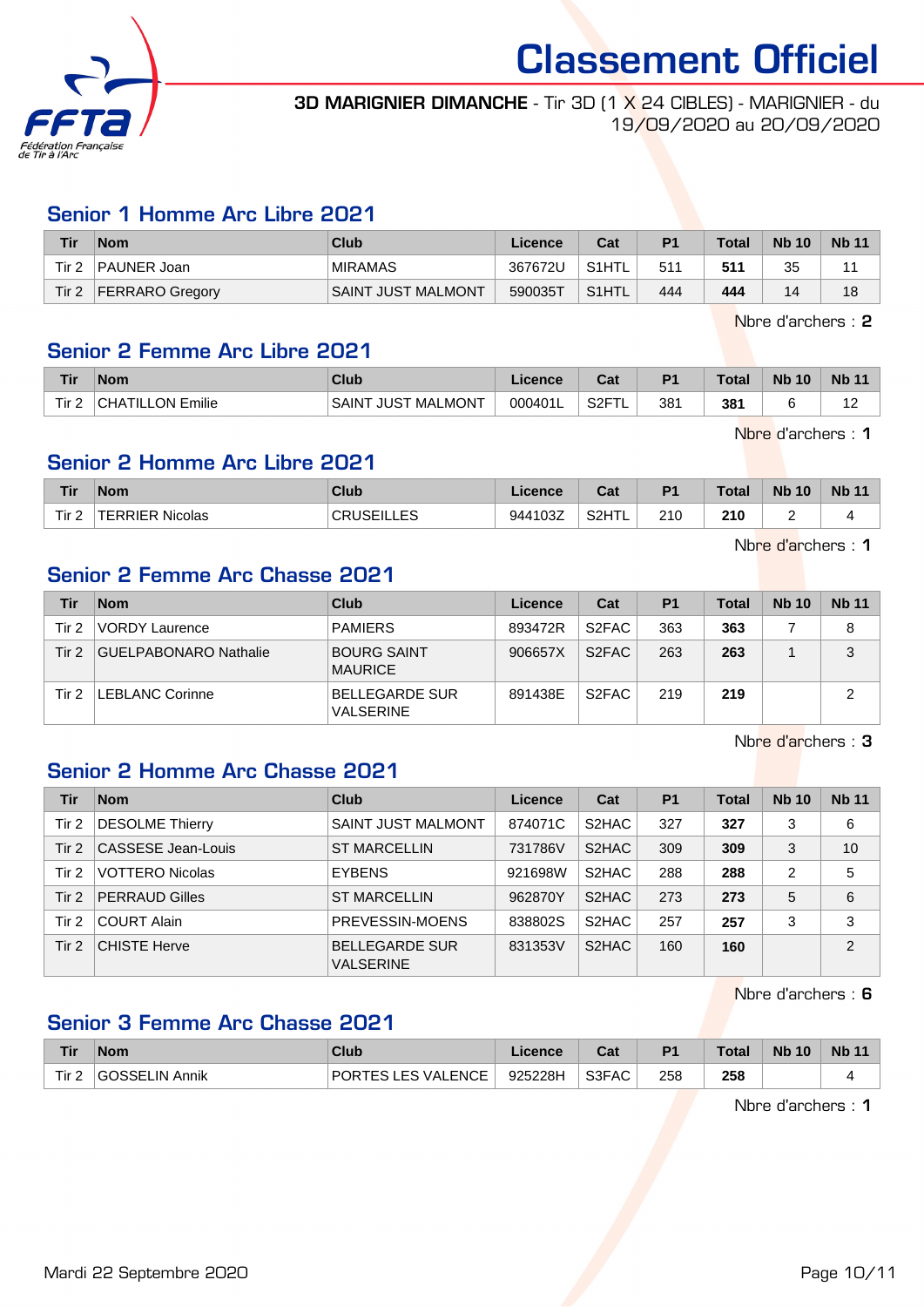# Classement Officiel

**3D MARIGNIER DIMANCHE** - Tir 3D (1 X 24 CIBLES) - MARIGNIER - du 19/09/2020 au 20/09/2020

## Senior 1 Homme Arc Libre 2021

| Tir | Nom | Club | Licence | Cat | P1 | Total | Nb 10 | Nb 11 |
|---|---|---|---|---|---|---|---|---|
| Tir 2 | PAUNER Joan | MIRAMAS | 367672U | S1HTL | 511 | **511** | 35 | 11 |
| Tir 2 | FERRARO Gregory | SAINT JUST MALMONT | 590035T | S1HTL | 444 | **444** | 14 | 18 |

Nbre d'archers : **2**

## Senior 2 Femme Arc Libre 2021

| Tir | Nom | Club | Licence | Cat | P1 | Total | Nb 10 | Nb 11 |
|---|---|---|---|---|---|---|---|---|
| Tir 2 | CHATILLON Emilie | SAINT JUST MALMONT | 000401L | S2FTL | 381 | **381** | 6 | 12 |

Nbre d'archers : **1**

## Senior 2 Homme Arc Libre 2021

| Tir | Nom | Club | Licence | Cat | P1 | Total | Nb 10 | Nb 11 |
|---|---|---|---|---|---|---|---|---|
| Tir 2 | TERRIER Nicolas | CRUSEILLES | 944103Z | S2HTL | 210 | **210** | 2 | 4 |

Nbre d'archers : **1**

## Senior 2 Femme Arc Chasse 2021

| Tir | Nom | Club | Licence | Cat | P1 | Total | Nb 10 | Nb 11 |
|---|---|---|---|---|---|---|---|---|
| Tir 2 | VORDY Laurence | PAMIERS | 893472R | S2FAC | 363 | **363** | 7 | 8 |
| Tir 2 | GUELPABONARO Nathalie | BOURG SAINT MAURICE | 906657X | S2FAC | 263 | **263** | 1 | 3 |
| Tir 2 | LEBLANC Corinne | BELLEGARDE SUR VALSERINE | 891438E | S2FAC | 219 | **219** | | 2 |

Nbre d'archers : **3**

## Senior 2 Homme Arc Chasse 2021

| Tir | Nom | Club | Licence | Cat | P1 | Total | Nb 10 | Nb 11 |
|---|---|---|---|---|---|---|---|---|
| Tir 2 | DESOLME Thierry | SAINT JUST MALMONT | 874071C | S2HAC | 327 | **327** | 3 | 6 |
| Tir 2 | CASSESE Jean-Louis | ST MARCELLIN | 731786V | S2HAC | 309 | **309** | 3 | 10 |
| Tir 2 | VOTTERO Nicolas | EYBENS | 921698W | S2HAC | 288 | **288** | 2 | 5 |
| Tir 2 | PERRAUD Gilles | ST MARCELLIN | 962870Y | S2HAC | 273 | **273** | 5 | 6 |
| Tir 2 | COURT Alain | PREVESSIN-MOENS | 838802S | S2HAC | 257 | **257** | 3 | 3 |
| Tir 2 | CHISTE Herve | BELLEGARDE SUR VALSERINE | 831353V | S2HAC | 160 | **160** | | 2 |

Nbre d'archers : **6**

## Senior 3 Femme Arc Chasse 2021

| Tir | Nom | Club | Licence | Cat | P1 | Total | Nb 10 | Nb 11 |
|---|---|---|---|---|---|---|---|---|
| Tir 2 | GOSSELIN Annik | PORTES LES VALENCE | 925228H | S3FAC | 258 | **258** | | 4 |

Nbre d'archers : **1**

Mardi 22 Septembre 2020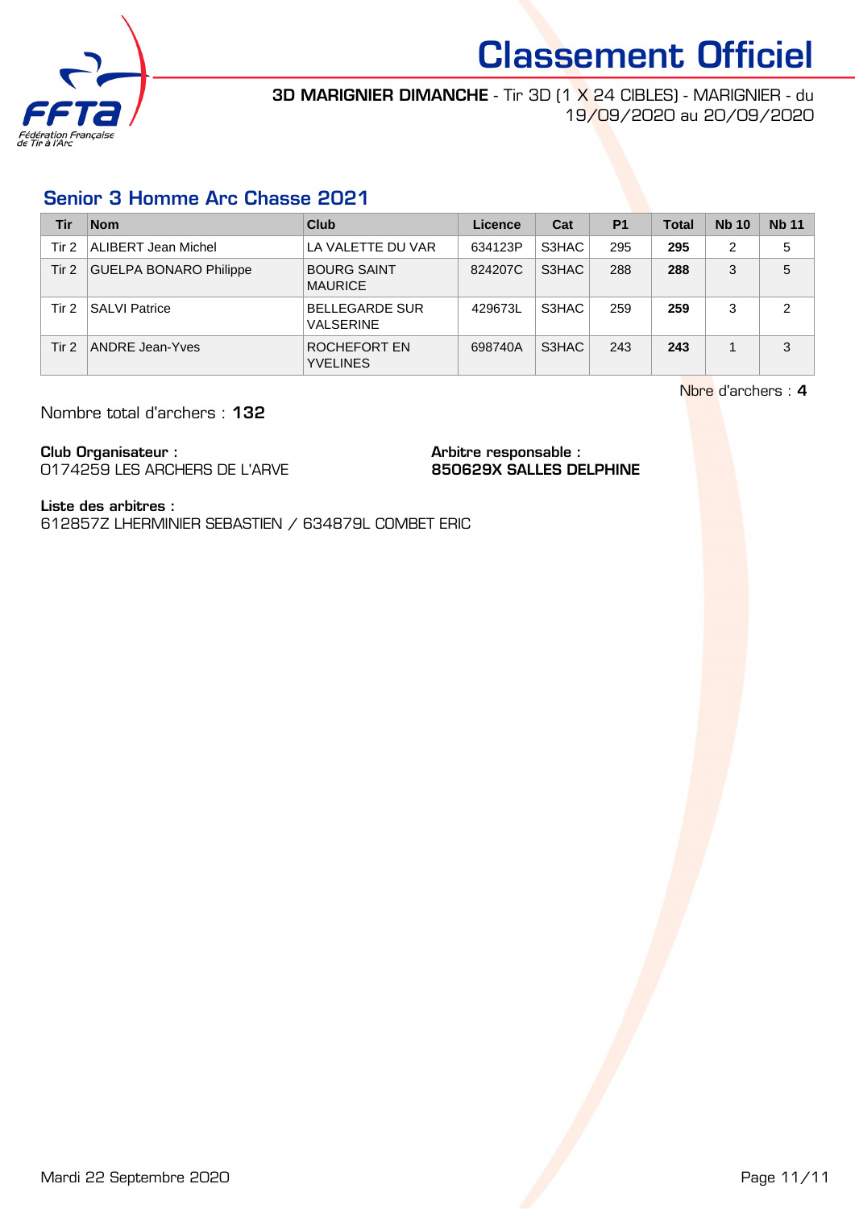# Classement Officiel

**3D MARIGNIER DIMANCHE** - Tir 3D (1 X 24 CIBLES) - MARIGNIER - du 19/09/2020 au 20/09/2020

## Senior 3 Homme Arc Chasse 2021

| Tir | Nom | Club | Licence | Cat | P1 | Total | Nb 10 | Nb 11 |
|---|---|---|---|---|---|---|---|---|
| Tir 2 | ALIBERT Jean Michel | LA VALETTE DU VAR | 634123P | S3HAC | 295 | **295** | 2 | 5 |
| Tir 2 | GUELPA BONARO Philippe | BOURG SAINT MAURICE | 824207C | S3HAC | 288 | **288** | 3 | 5 |
| Tir 2 | SALVI Patrice | BELLEGARDE SUR VALSERINE | 429673L | S3HAC | 259 | **259** | 3 | 2 |
| Tir 2 | ANDRE Jean-Yves | ROCHEFORT EN YVELINES | 698740A | S3HAC | 243 | **243** | 1 | 3 |

Nbre d'archers : **4**

Nombre total d'archers : **132**

**Club Organisateur :**
0174259 LES ARCHERS DE L'ARVE

**Arbitre responsable :**
**850629X SALLES DELPHINE**

**Liste des arbitres :**
612857Z LHERMINIER SEBASTIEN / 634879L COMBET ERIC

Mardi 22 Septembre 2020